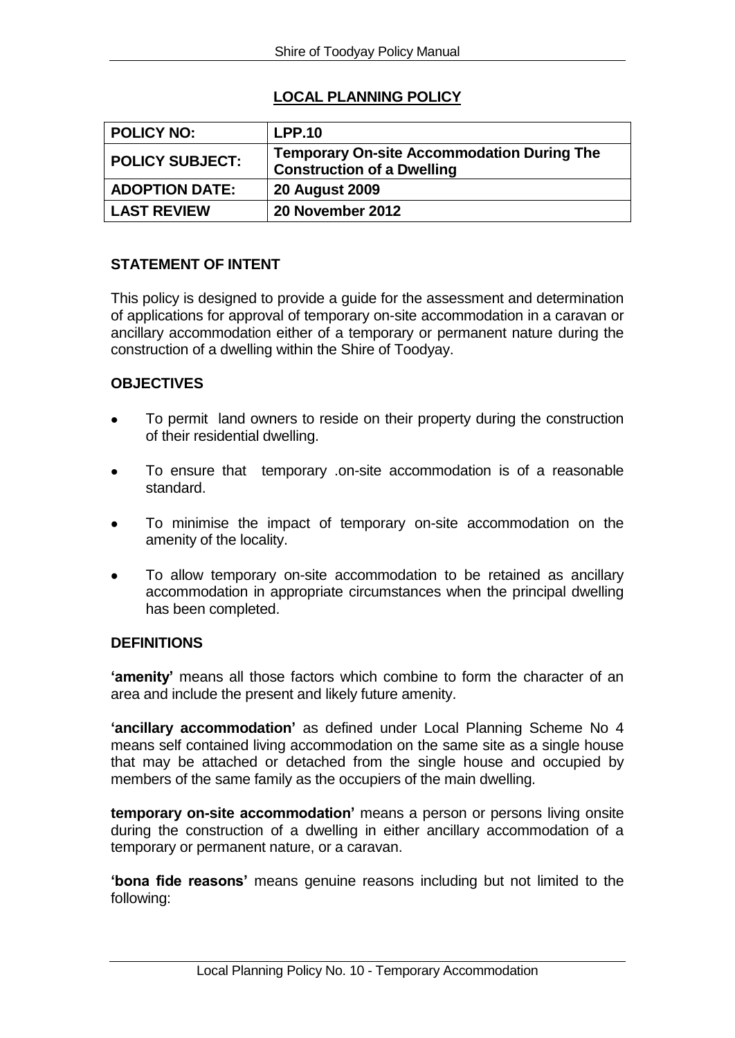## LOCAL PLANNING POLICY

| POLICY NO: | LPP.10 |
|---|---|
| POLICY SUBJECT: | Temporary On-site Accommodation During The Construction of a Dwelling |
| ADOPTION DATE: | 20 August 2009 |
| LAST REVIEW | 20 November 2012 |

### STATEMENT OF INTENT

This policy is designed to provide a guide for the assessment and determination of applications for approval of temporary on-site accommodation in a caravan or ancillary accommodation either of a temporary or permanent nature during the construction of a dwelling within the Shire of Toodyay.

### OBJECTIVES

- To permit land owners to reside on their property during the construction of their residential dwelling.
- To ensure that temporary .on-site accommodation is of a reasonable standard.
- To minimise the impact of temporary on-site accommodation on the amenity of the locality.
- To allow temporary on-site accommodation to be retained as ancillary accommodation in appropriate circumstances when the principal dwelling has been completed.

### DEFINITIONS

**'amenity'** means all those factors which combine to form the character of an area and include the present and likely future amenity.

**'ancillary accommodation'** as defined under Local Planning Scheme No 4 means self contained living accommodation on the same site as a single house that may be attached or detached from the single house and occupied by members of the same family as the occupiers of the main dwelling.

**temporary on-site accommodation'** means a person or persons living onsite during the construction of a dwelling in either ancillary accommodation of a temporary or permanent nature, or a caravan.

**'bona fide reasons'** means genuine reasons including but not limited to the following: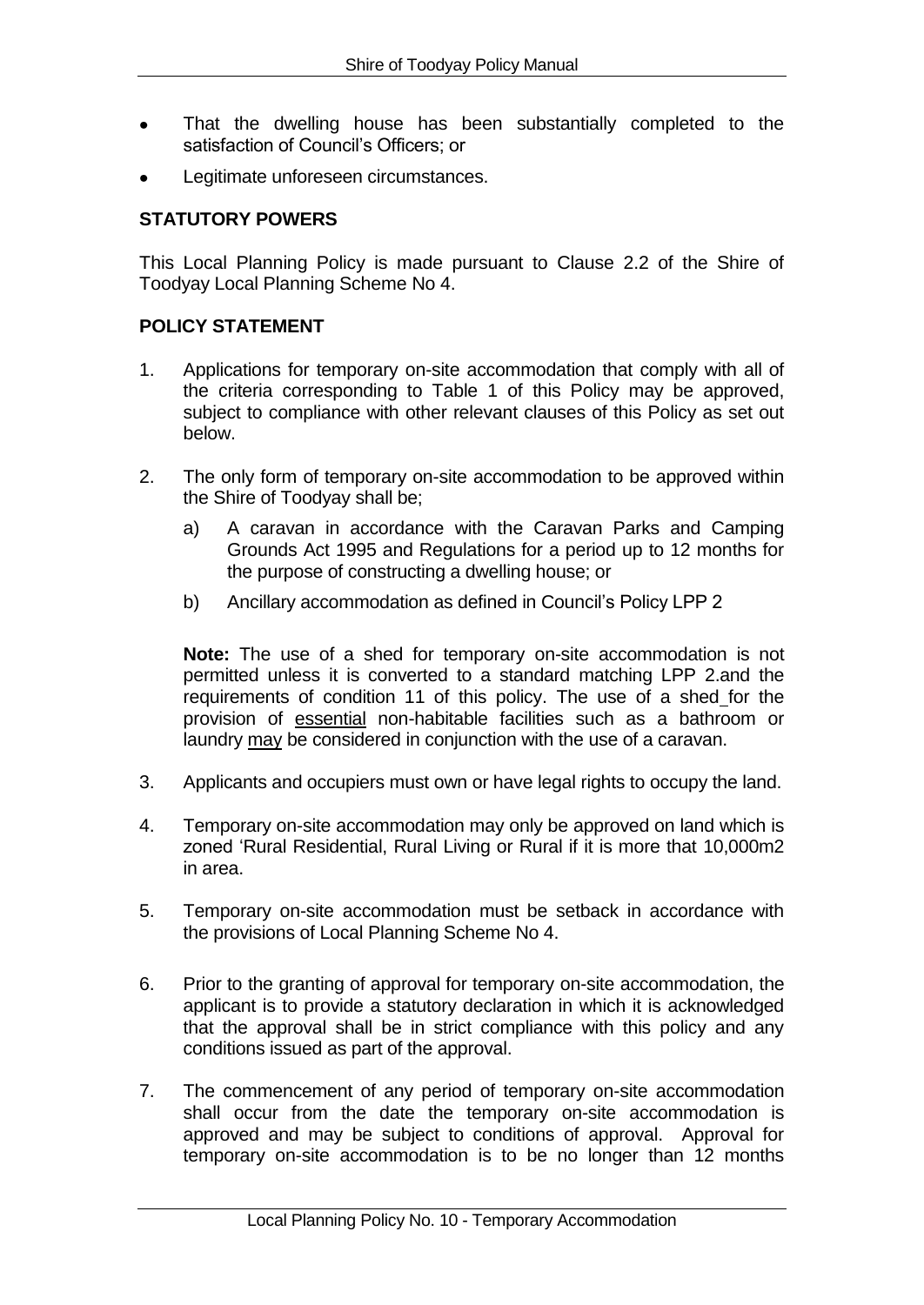- That the dwelling house has been substantially completed to the satisfaction of Council's Officers; or
- Legitimate unforeseen circumstances.

**STATUTORY POWERS**

This Local Planning Policy is made pursuant to Clause 2.2 of the Shire of Toodyay Local Planning Scheme No 4.

**POLICY STATEMENT**

1. Applications for temporary on-site accommodation that comply with all of the criteria corresponding to Table 1 of this Policy may be approved, subject to compliance with other relevant clauses of this Policy as set out below.

2. The only form of temporary on-site accommodation to be approved within the Shire of Toodyay shall be;

   a) A caravan in accordance with the Caravan Parks and Camping Grounds Act 1995 and Regulations for a period up to 12 months for the purpose of constructing a dwelling house; or

   b) Ancillary accommodation as defined in Council's Policy LPP 2

   **Note:** The use of a shed for temporary on-site accommodation is not permitted unless it is converted to a standard matching LPP 2.and the requirements of condition 11 of this policy. The use of a shed for the provision of <u>essential</u> non-habitable facilities such as a bathroom or laundry <u>may</u> be considered in conjunction with the use of a caravan.

3. Applicants and occupiers must own or have legal rights to occupy the land.

4. Temporary on-site accommodation may only be approved on land which is zoned 'Rural Residential, Rural Living or Rural if it is more that 10,000m2 in area.

5. Temporary on-site accommodation must be setback in accordance with the provisions of Local Planning Scheme No 4.

6. Prior to the granting of approval for temporary on-site accommodation, the applicant is to provide a statutory declaration in which it is acknowledged that the approval shall be in strict compliance with this policy and any conditions issued as part of the approval.

7. The commencement of any period of temporary on-site accommodation shall occur from the date the temporary on-site accommodation is approved and may be subject to conditions of approval. Approval for temporary on-site accommodation is to be no longer than 12 months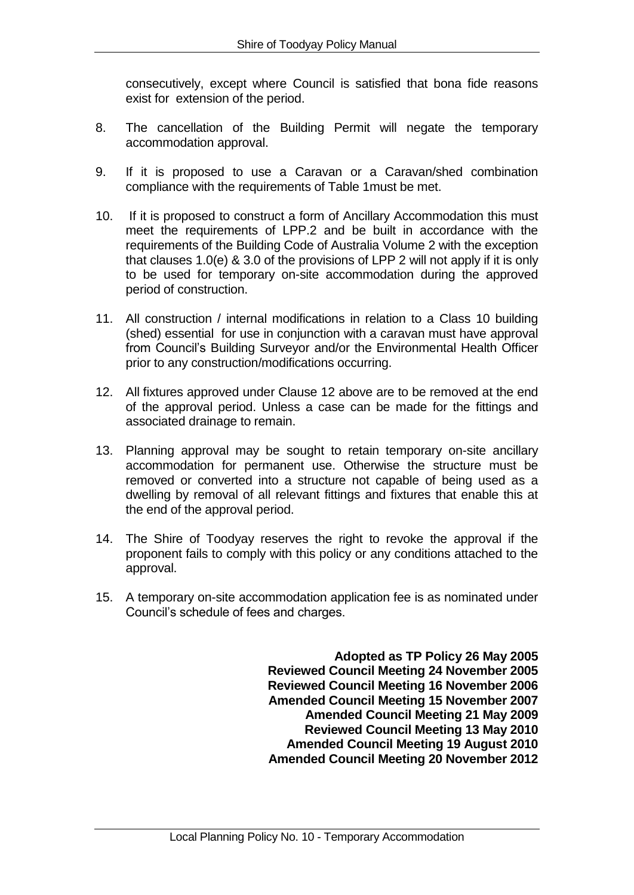consecutively, except where Council is satisfied that bona fide reasons exist for extension of the period.

8. The cancellation of the Building Permit will negate the temporary accommodation approval.

9. If it is proposed to use a Caravan or a Caravan/shed combination compliance with the requirements of Table 1must be met.

10. If it is proposed to construct a form of Ancillary Accommodation this must meet the requirements of LPP.2 and be built in accordance with the requirements of the Building Code of Australia Volume 2 with the exception that clauses 1.0(e) & 3.0 of the provisions of LPP 2 will not apply if it is only to be used for temporary on-site accommodation during the approved period of construction.

11. All construction / internal modifications in relation to a Class 10 building (shed) essential for use in conjunction with a caravan must have approval from Council's Building Surveyor and/or the Environmental Health Officer prior to any construction/modifications occurring.

12. All fixtures approved under Clause 12 above are to be removed at the end of the approval period. Unless a case can be made for the fittings and associated drainage to remain.

13. Planning approval may be sought to retain temporary on-site ancillary accommodation for permanent use. Otherwise the structure must be removed or converted into a structure not capable of being used as a dwelling by removal of all relevant fittings and fixtures that enable this at the end of the approval period.

14. The Shire of Toodyay reserves the right to revoke the approval if the proponent fails to comply with this policy or any conditions attached to the approval.

15. A temporary on-site accommodation application fee is as nominated under Council's schedule of fees and charges.

**Adopted as TP Policy 26 May 2005**
**Reviewed Council Meeting 24 November 2005**
**Reviewed Council Meeting 16 November 2006**
**Amended Council Meeting 15 November 2007**
**Amended Council Meeting 21 May 2009**
**Reviewed Council Meeting 13 May 2010**
**Amended Council Meeting 19 August 2010**
**Amended Council Meeting 20 November 2012**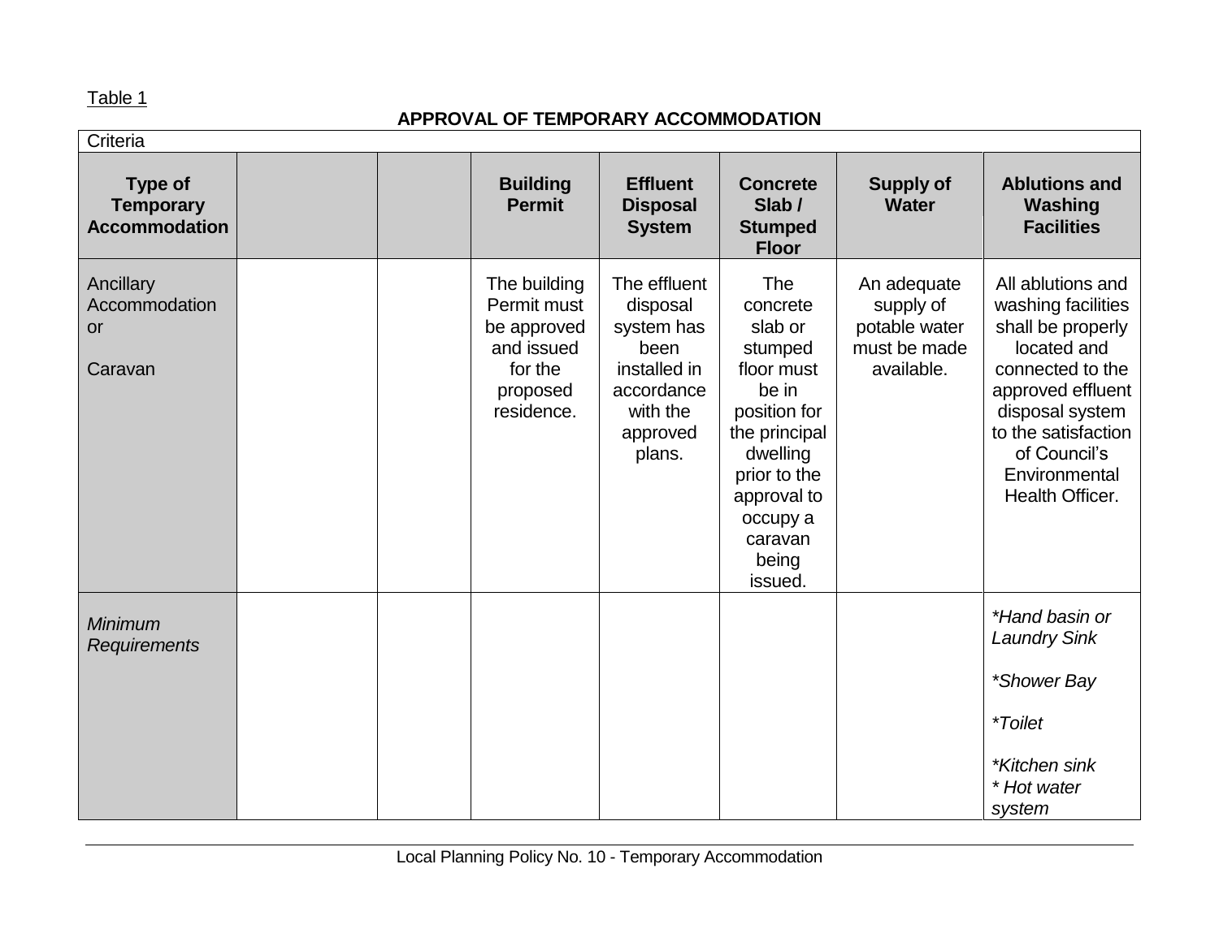Table 1

**APPROVAL OF TEMPORARY ACCOMMODATION**

| Criteria | | | | | | | |
|---|---|---|---|---|---|---|---|
| **Type of Temporary Accommodation** | | | **Building Permit** | **Effluent Disposal System** | **Concrete Slab / Stumped Floor** | **Supply of Water** | **Ablutions and Washing Facilities** |
| Ancillary Accommodation or<br><br>Caravan | | | The building Permit must be approved and issued for the proposed residence. | The effluent disposal system has been installed in accordance with the approved plans. | The concrete slab or stumped floor must be in position for the principal dwelling prior to the approval to occupy a caravan being issued. | An adequate supply of potable water must be made available. | All ablutions and washing facilities shall be properly located and connected to the approved effluent disposal system to the satisfaction of Council's Environmental Health Officer. |
| *Minimum Requirements* | | | | | | | *\*Hand basin or Laundry Sink*<br><br>*\*Shower Bay*<br><br>*\*Toilet*<br><br>*\*Kitchen sink*<br>*\* Hot water system* |